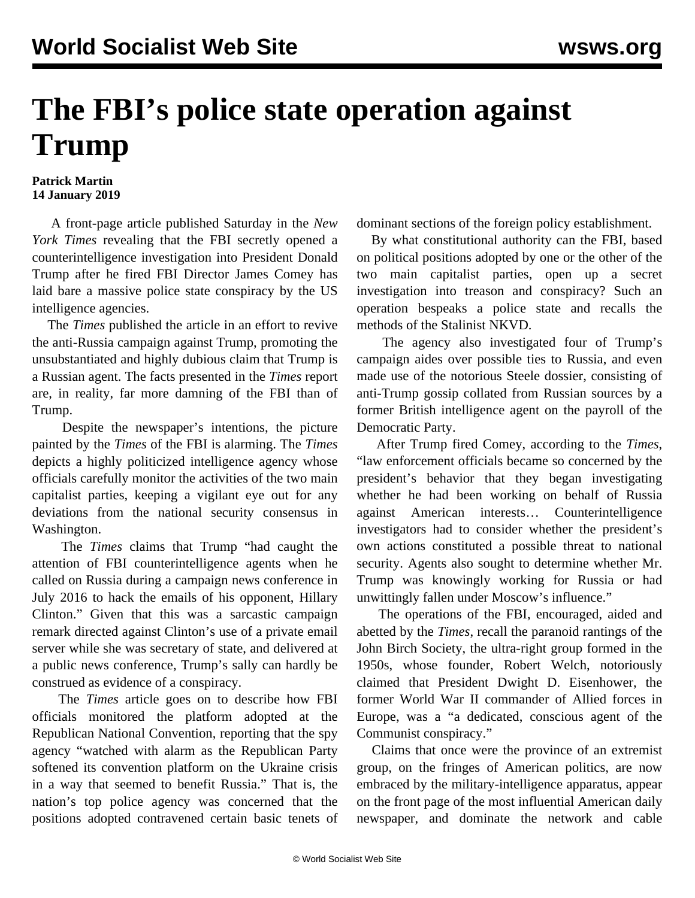# The FBI's police state operation against Trump

**Patrick Martin**
**14 January 2019**

A front-page article published Saturday in the *New York Times* revealing that the FBI secretly opened a counterintelligence investigation into President Donald Trump after he fired FBI Director James Comey has laid bare a massive police state conspiracy by the US intelligence agencies.

The *Times* published the article in an effort to revive the anti-Russia campaign against Trump, promoting the unsubstantiated and highly dubious claim that Trump is a Russian agent. The facts presented in the *Times* report are, in reality, far more damning of the FBI than of Trump.

Despite the newspaper's intentions, the picture painted by the *Times* of the FBI is alarming. The *Times* depicts a highly politicized intelligence agency whose officials carefully monitor the activities of the two main capitalist parties, keeping a vigilant eye out for any deviations from the national security consensus in Washington.

The *Times* claims that Trump "had caught the attention of FBI counterintelligence agents when he called on Russia during a campaign news conference in July 2016 to hack the emails of his opponent, Hillary Clinton." Given that this was a sarcastic campaign remark directed against Clinton's use of a private email server while she was secretary of state, and delivered at a public news conference, Trump's sally can hardly be construed as evidence of a conspiracy.

The *Times* article goes on to describe how FBI officials monitored the platform adopted at the Republican National Convention, reporting that the spy agency "watched with alarm as the Republican Party softened its convention platform on the Ukraine crisis in a way that seemed to benefit Russia." That is, the nation's top police agency was concerned that the positions adopted contravened certain basic tenets of dominant sections of the foreign policy establishment.

By what constitutional authority can the FBI, based on political positions adopted by one or the other of the two main capitalist parties, open up a secret investigation into treason and conspiracy? Such an operation bespeaks a police state and recalls the methods of the Stalinist NKVD.

The agency also investigated four of Trump's campaign aides over possible ties to Russia, and even made use of the notorious Steele dossier, consisting of anti-Trump gossip collated from Russian sources by a former British intelligence agent on the payroll of the Democratic Party.

After Trump fired Comey, according to the *Times*, "law enforcement officials became so concerned by the president's behavior that they began investigating whether he had been working on behalf of Russia against American interests… Counterintelligence investigators had to consider whether the president's own actions constituted a possible threat to national security. Agents also sought to determine whether Mr. Trump was knowingly working for Russia or had unwittingly fallen under Moscow's influence."

The operations of the FBI, encouraged, aided and abetted by the *Times*, recall the paranoid rantings of the John Birch Society, the ultra-right group formed in the 1950s, whose founder, Robert Welch, notoriously claimed that President Dwight D. Eisenhower, the former World War II commander of Allied forces in Europe, was a "a dedicated, conscious agent of the Communist conspiracy."

Claims that once were the province of an extremist group, on the fringes of American politics, are now embraced by the military-intelligence apparatus, appear on the front page of the most influential American daily newspaper, and dominate the network and cable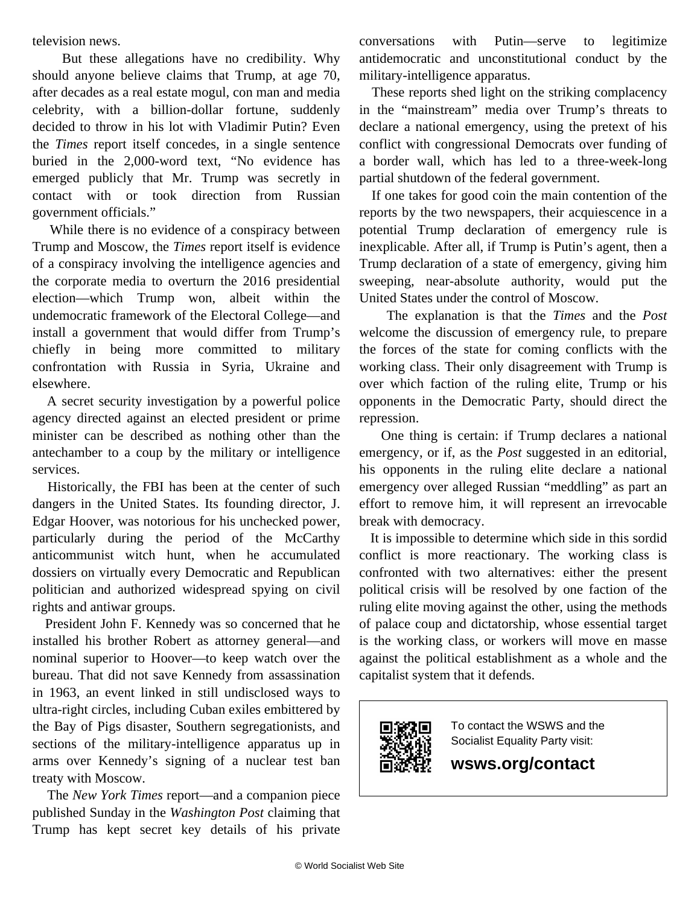television news.

But these allegations have no credibility. Why should anyone believe claims that Trump, at age 70, after decades as a real estate mogul, con man and media celebrity, with a billion-dollar fortune, suddenly decided to throw in his lot with Vladimir Putin? Even the *Times* report itself concedes, in a single sentence buried in the 2,000-word text, “No evidence has emerged publicly that Mr. Trump was secretly in contact with or took direction from Russian government officials.”

While there is no evidence of a conspiracy between Trump and Moscow, the *Times* report itself is evidence of a conspiracy involving the intelligence agencies and the corporate media to overturn the 2016 presidential election—which Trump won, albeit within the undemocratic framework of the Electoral College—and install a government that would differ from Trump’s chiefly in being more committed to military confrontation with Russia in Syria, Ukraine and elsewhere.

A secret security investigation by a powerful police agency directed against an elected president or prime minister can be described as nothing other than the antechamber to a coup by the military or intelligence services.

Historically, the FBI has been at the center of such dangers in the United States. Its founding director, J. Edgar Hoover, was notorious for his unchecked power, particularly during the period of the McCarthy anticommunist witch hunt, when he accumulated dossiers on virtually every Democratic and Republican politician and authorized widespread spying on civil rights and antiwar groups.

President John F. Kennedy was so concerned that he installed his brother Robert as attorney general—and nominal superior to Hoover—to keep watch over the bureau. That did not save Kennedy from assassination in 1963, an event linked in still undisclosed ways to ultra-right circles, including Cuban exiles embittered by the Bay of Pigs disaster, Southern segregationists, and sections of the military-intelligence apparatus up in arms over Kennedy’s signing of a nuclear test ban treaty with Moscow.

The *New York Times* report—and a companion piece published Sunday in the *Washington Post* claiming that Trump has kept secret key details of his private conversations with Putin—serve to legitimize antidemocratic and unconstitutional conduct by the military-intelligence apparatus.

These reports shed light on the striking complacency in the “mainstream” media over Trump’s threats to declare a national emergency, using the pretext of his conflict with congressional Democrats over funding of a border wall, which has led to a three-week-long partial shutdown of the federal government.

If one takes for good coin the main contention of the reports by the two newspapers, their acquiescence in a potential Trump declaration of emergency rule is inexplicable. After all, if Trump is Putin’s agent, then a Trump declaration of a state of emergency, giving him sweeping, near-absolute authority, would put the United States under the control of Moscow.

The explanation is that the *Times* and the *Post* welcome the discussion of emergency rule, to prepare the forces of the state for coming conflicts with the working class. Their only disagreement with Trump is over which faction of the ruling elite, Trump or his opponents in the Democratic Party, should direct the repression.

One thing is certain: if Trump declares a national emergency, or if, as the *Post* suggested in an editorial, his opponents in the ruling elite declare a national emergency over alleged Russian “meddling” as part an effort to remove him, it will represent an irrevocable break with democracy.

It is impossible to determine which side in this sordid conflict is more reactionary. The working class is confronted with two alternatives: either the present political crisis will be resolved by one faction of the ruling elite moving against the other, using the methods of palace coup and dictatorship, whose essential target is the working class, or workers will move en masse against the political establishment as a whole and the capitalist system that it defends.

To contact the WSWS and the Socialist Equality Party visit:

**wsws.org/contact**